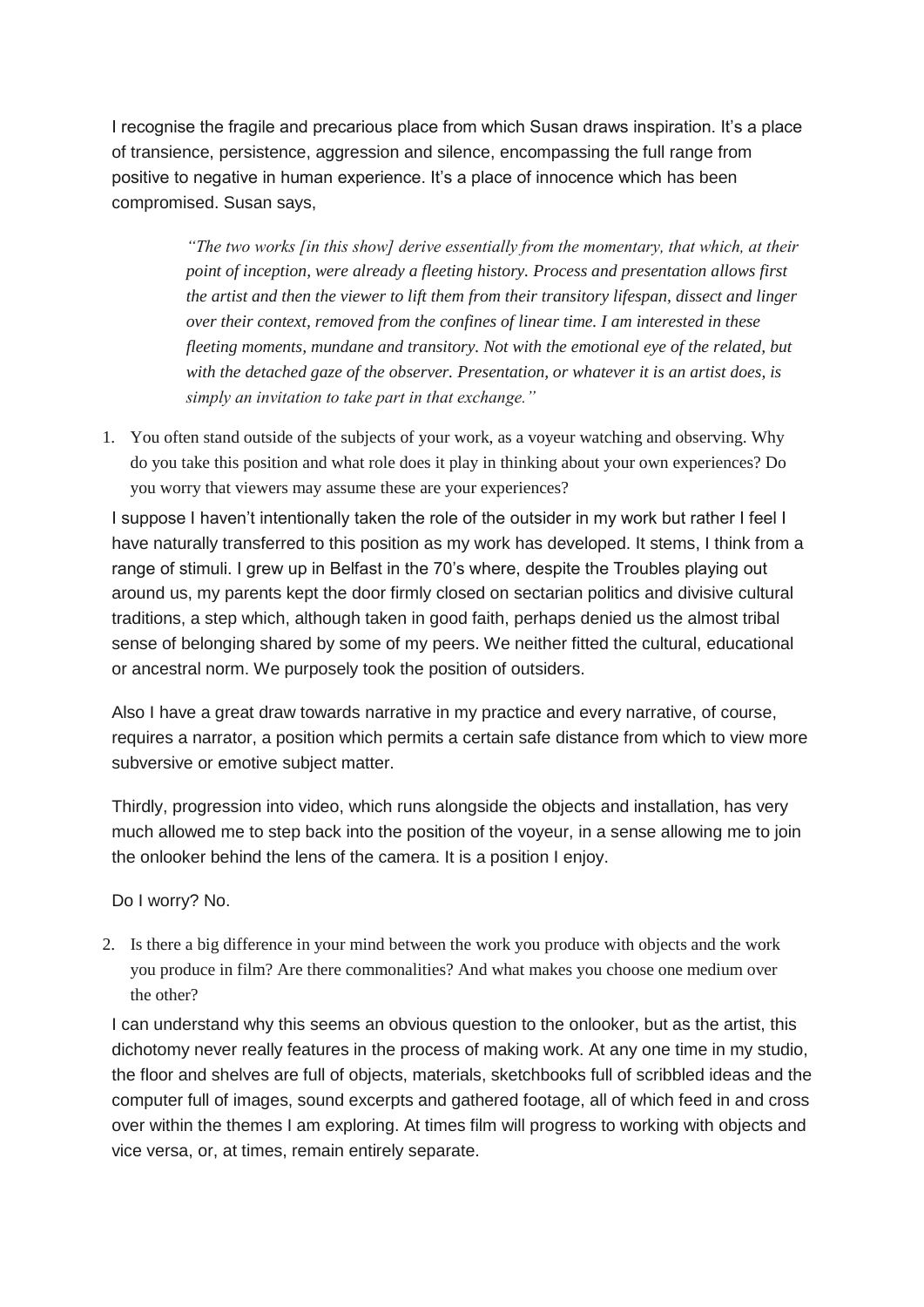I recognise the fragile and precarious place from which Susan draws inspiration. It's a place of transience, persistence, aggression and silence, encompassing the full range from positive to negative in human experience. It's a place of innocence which has been compromised. Susan says,

> *"The two works [in this show] derive essentially from the momentary, that which, at their point of inception, were already a fleeting history. Process and presentation allows first the artist and then the viewer to lift them from their transitory lifespan, dissect and linger over their context, removed from the confines of linear time. I am interested in these fleeting moments, mundane and transitory. Not with the emotional eye of the related, but with the detached gaze of the observer. Presentation, or whatever it is an artist does, is simply an invitation to take part in that exchange."*

1. You often stand outside of the subjects of your work, as a voyeur watching and observing. Why do you take this position and what role does it play in thinking about your own experiences? Do you worry that viewers may assume these are your experiences?

I suppose I haven't intentionally taken the role of the outsider in my work but rather I feel I have naturally transferred to this position as my work has developed. It stems, I think from a range of stimuli. I grew up in Belfast in the 70's where, despite the Troubles playing out around us, my parents kept the door firmly closed on sectarian politics and divisive cultural traditions, a step which, although taken in good faith, perhaps denied us the almost tribal sense of belonging shared by some of my peers. We neither fitted the cultural, educational or ancestral norm. We purposely took the position of outsiders.

Also I have a great draw towards narrative in my practice and every narrative, of course, requires a narrator, a position which permits a certain safe distance from which to view more subversive or emotive subject matter.

Thirdly, progression into video, which runs alongside the objects and installation, has very much allowed me to step back into the position of the voyeur, in a sense allowing me to join the onlooker behind the lens of the camera. It is a position I enjoy.

Do I worry? No.

2. Is there a big difference in your mind between the work you produce with objects and the work you produce in film? Are there commonalities? And what makes you choose one medium over the other?

I can understand why this seems an obvious question to the onlooker, but as the artist, this dichotomy never really features in the process of making work. At any one time in my studio, the floor and shelves are full of objects, materials, sketchbooks full of scribbled ideas and the computer full of images, sound excerpts and gathered footage, all of which feed in and cross over within the themes I am exploring. At times film will progress to working with objects and vice versa, or, at times, remain entirely separate.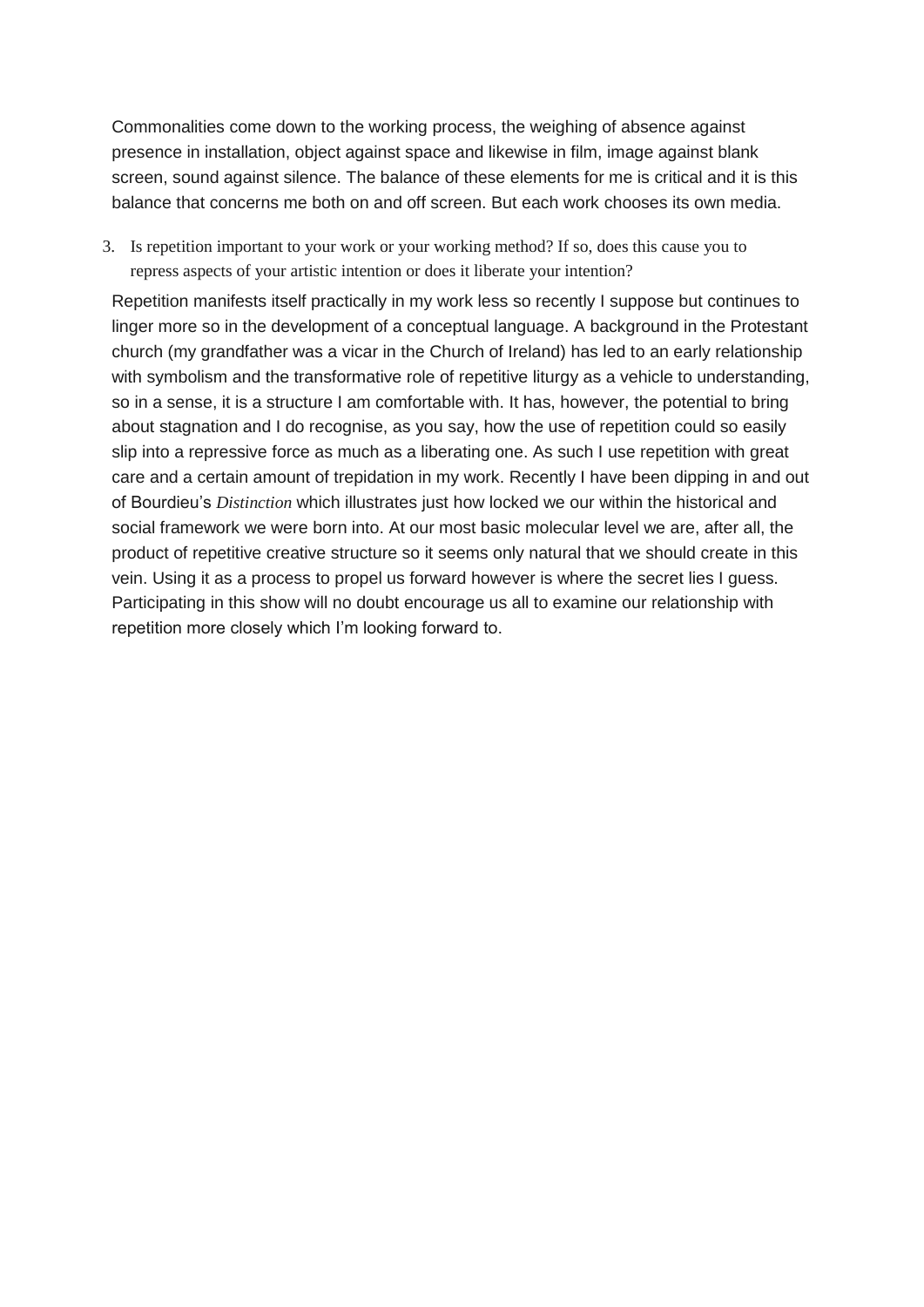Commonalities come down to the working process, the weighing of absence against presence in installation, object against space and likewise in film, image against blank screen, sound against silence. The balance of these elements for me is critical and it is this balance that concerns me both on and off screen. But each work chooses its own media.

3. Is repetition important to your work or your working method? If so, does this cause you to repress aspects of your artistic intention or does it liberate your intention?

Repetition manifests itself practically in my work less so recently I suppose but continues to linger more so in the development of a conceptual language. A background in the Protestant church (my grandfather was a vicar in the Church of Ireland) has led to an early relationship with symbolism and the transformative role of repetitive liturgy as a vehicle to understanding, so in a sense, it is a structure I am comfortable with. It has, however, the potential to bring about stagnation and I do recognise, as you say, how the use of repetition could so easily slip into a repressive force as much as a liberating one. As such I use repetition with great care and a certain amount of trepidation in my work. Recently I have been dipping in and out of Bourdieu's *Distinction* which illustrates just how locked we our within the historical and social framework we were born into. At our most basic molecular level we are, after all, the product of repetitive creative structure so it seems only natural that we should create in this vein. Using it as a process to propel us forward however is where the secret lies I guess. Participating in this show will no doubt encourage us all to examine our relationship with repetition more closely which I'm looking forward to.